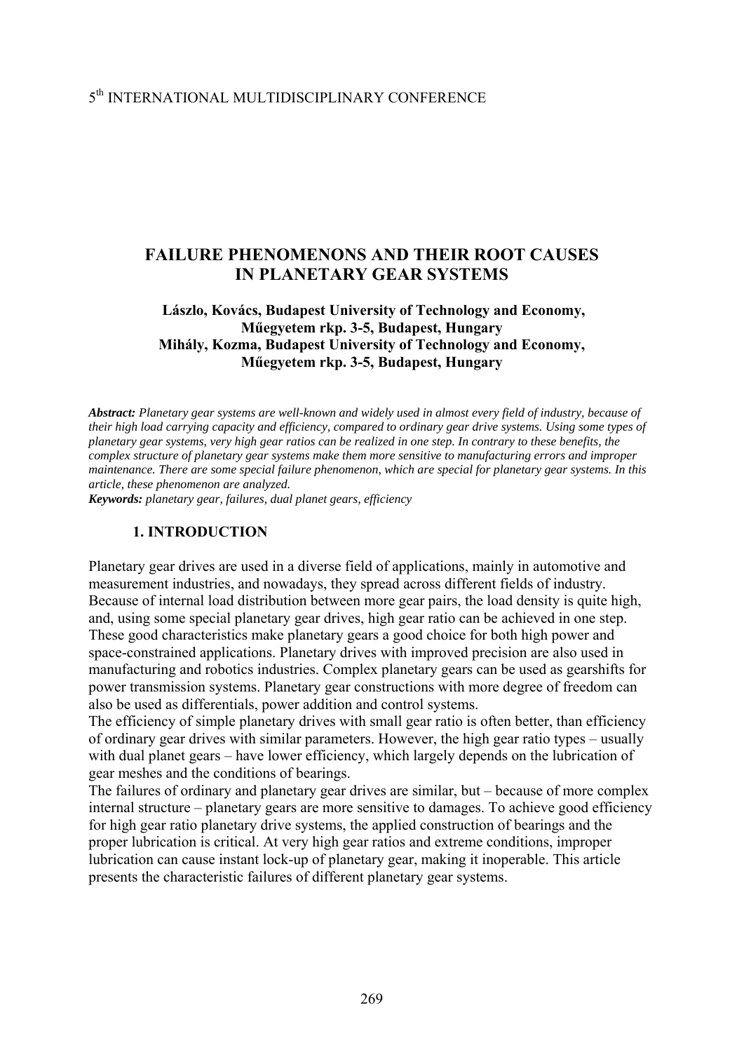5th INTERNATIONAL MULTIDISCIPLINARY CONFERENCE

# FAILURE PHENOMENONS AND THEIR ROOT CAUSES IN PLANETARY GEAR SYSTEMS

**Lászlo, Kovács, Budapest University of Technology and Economy, Műegyetem rkp. 3-5, Budapest, Hungary**
**Mihály, Kozma, Budapest University of Technology and Economy, Műegyetem rkp. 3-5, Budapest, Hungary**

***Abstract:*** *Planetary gear systems are well-known and widely used in almost every field of industry, because of their high load carrying capacity and efficiency, compared to ordinary gear drive systems. Using some types of planetary gear systems, very high gear ratios can be realized in one step. In contrary to these benefits, the complex structure of planetary gear systems make them more sensitive to manufacturing errors and improper maintenance. There are some special failure phenomenon, which are special for planetary gear systems. In this article, these phenomenon are analyzed.*
***Keywords:*** *planetary gear, failures, dual planet gears, efficiency*

## 1. INTRODUCTION

Planetary gear drives are used in a diverse field of applications, mainly in automotive and measurement industries, and nowadays, they spread across different fields of industry. Because of internal load distribution between more gear pairs, the load density is quite high, and, using some special planetary gear drives, high gear ratio can be achieved in one step. These good characteristics make planetary gears a good choice for both high power and space-constrained applications. Planetary drives with improved precision are also used in manufacturing and robotics industries. Complex planetary gears can be used as gearshifts for power transmission systems. Planetary gear constructions with more degree of freedom can also be used as differentials, power addition and control systems.
The efficiency of simple planetary drives with small gear ratio is often better, than efficiency of ordinary gear drives with similar parameters. However, the high gear ratio types – usually with dual planet gears – have lower efficiency, which largely depends on the lubrication of gear meshes and the conditions of bearings.
The failures of ordinary and planetary gear drives are similar, but – because of more complex internal structure – planetary gears are more sensitive to damages. To achieve good efficiency for high gear ratio planetary drive systems, the applied construction of bearings and the proper lubrication is critical. At very high gear ratios and extreme conditions, improper lubrication can cause instant lock-up of planetary gear, making it inoperable. This article presents the characteristic failures of different planetary gear systems.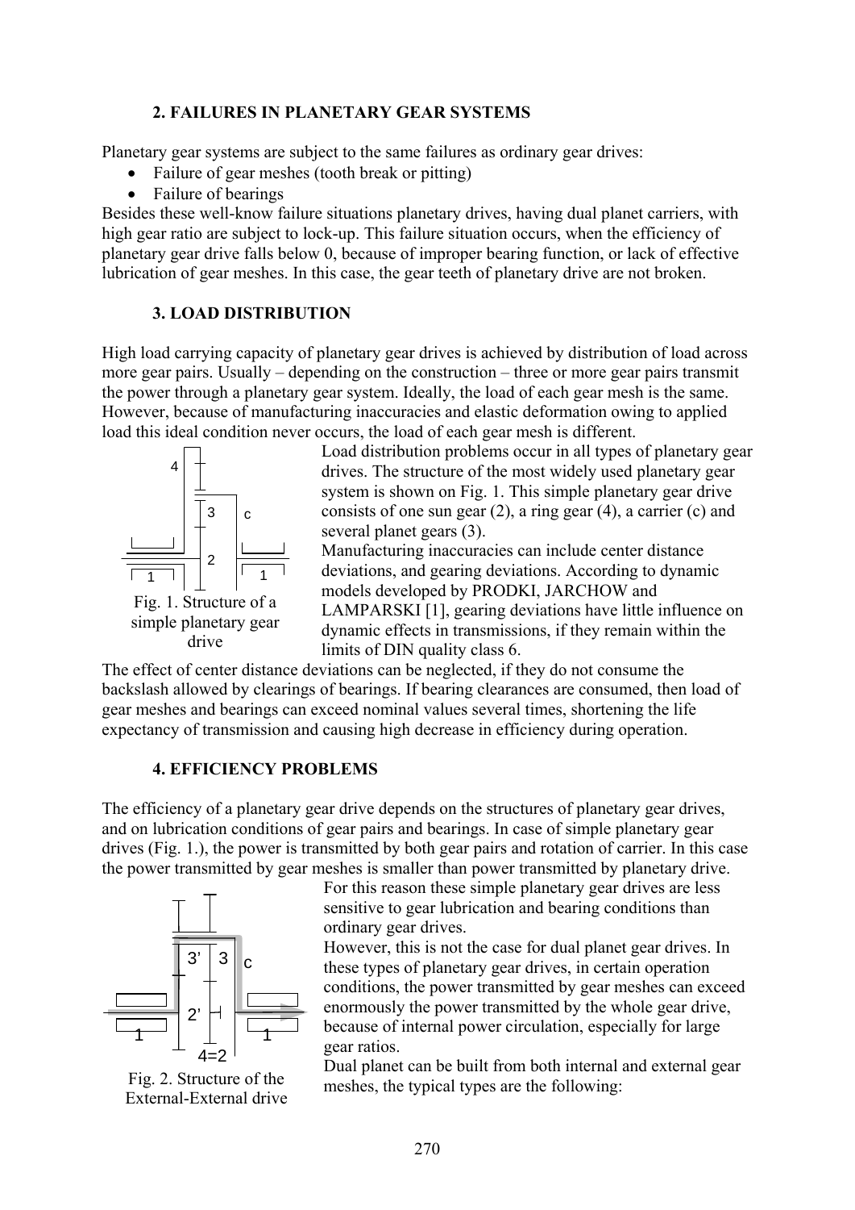### 2. FAILURES IN PLANETARY GEAR SYSTEMS

Planetary gear systems are subject to the same failures as ordinary gear drives:

- Failure of gear meshes (tooth break or pitting)
- Failure of bearings

Besides these well-know failure situations planetary drives, having dual planet carriers, with high gear ratio are subject to lock-up. This failure situation occurs, when the efficiency of planetary gear drive falls below 0, because of improper bearing function, or lack of effective lubrication of gear meshes. In this case, the gear teeth of planetary drive are not broken.

### 3. LOAD DISTRIBUTION

High load carrying capacity of planetary gear drives is achieved by distribution of load across more gear pairs. Usually – depending on the construction – three or more gear pairs transmit the power through a planetary gear system. Ideally, the load of each gear mesh is the same. However, because of manufacturing inaccuracies and elastic deformation owing to applied load this ideal condition never occurs, the load of each gear mesh is different.

Load distribution problems occur in all types of planetary gear drives. The structure of the most widely used planetary gear system is shown on Fig. 1. This simple planetary gear drive consists of one sun gear (2), a ring gear (4), a carrier (c) and several planet gears (3).

Fig. 1. Structure of a simple planetary gear drive

Manufacturing inaccuracies can include center distance deviations, and gearing deviations. According to dynamic models developed by PRODKI, JARCHOW and LAMPARSKI [1], gearing deviations have little influence on dynamic effects in transmissions, if they remain within the limits of DIN quality class 6.

The effect of center distance deviations can be neglected, if they do not consume the backslash allowed by clearings of bearings. If bearing clearances are consumed, then load of gear meshes and bearings can exceed nominal values several times, shortening the life expectancy of transmission and causing high decrease in efficiency during operation.

### 4. EFFICIENCY PROBLEMS

The efficiency of a planetary gear drive depends on the structures of planetary gear drives, and on lubrication conditions of gear pairs and bearings. In case of simple planetary gear drives (Fig. 1.), the power is transmitted by both gear pairs and rotation of carrier. In this case the power transmitted by gear meshes is smaller than power transmitted by planetary drive. For this reason these simple planetary gear drives are less sensitive to gear lubrication and bearing conditions than ordinary gear drives.

However, this is not the case for dual planet gear drives. In these types of planetary gear drives, in certain operation conditions, the power transmitted by gear meshes can exceed enormously the power transmitted by the whole gear drive, because of internal power circulation, especially for large gear ratios.

Fig. 2. Structure of the External-External drive

Dual planet can be built from both internal and external gear meshes, the typical types are the following: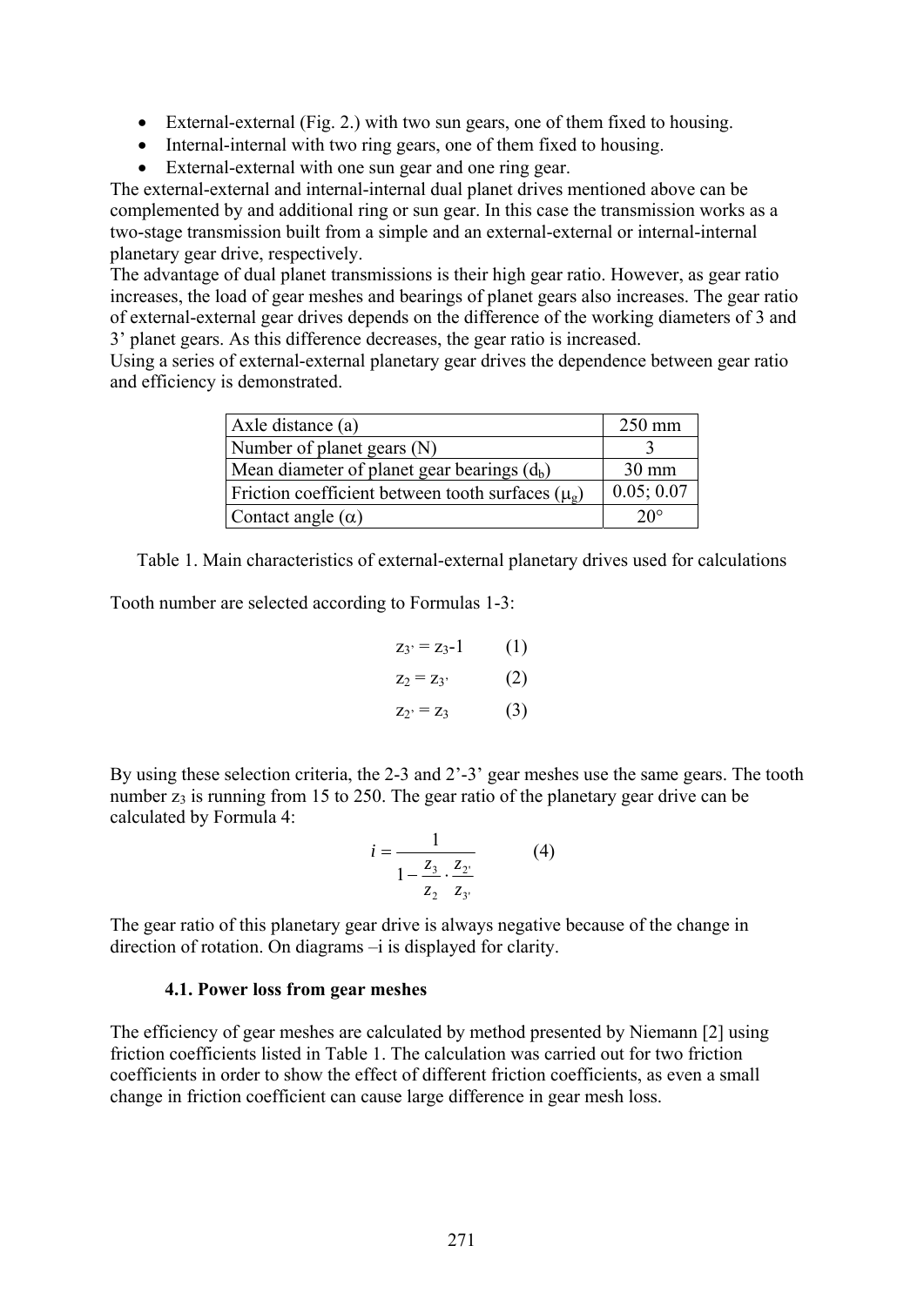- External-external (Fig. 2.) with two sun gears, one of them fixed to housing.
- Internal-internal with two ring gears, one of them fixed to housing.
- External-external with one sun gear and one ring gear.

The external-external and internal-internal dual planet drives mentioned above can be complemented by and additional ring or sun gear. In this case the transmission works as a two-stage transmission built from a simple and an external-external or internal-internal planetary gear drive, respectively.
The advantage of dual planet transmissions is their high gear ratio. However, as gear ratio increases, the load of gear meshes and bearings of planet gears also increases. The gear ratio of external-external gear drives depends on the difference of the working diameters of 3 and 3' planet gears. As this difference decreases, the gear ratio is increased.
Using a series of external-external planetary gear drives the dependence between gear ratio and efficiency is demonstrated.

| Axle distance (a) | 250 mm |
|---|---|
| Number of planet gears (N) | 3 |
| Mean diameter of planet gear bearings ($d_b$) | 30 mm |
| Friction coefficient between tooth surfaces ($\mu_g$) | 0.05; 0.07 |
| Contact angle ($\alpha$) | 20° |

Table 1. Main characteristics of external-external planetary drives used for calculations

Tooth number are selected according to Formulas 1-3:

$$z_{3'} = z_3 - 1 \qquad (1)$$

$$z_2 = z_{3'} \qquad (2)$$

$$z_{2'} = z_3 \qquad (3)$$

By using these selection criteria, the 2-3 and 2'-3' gear meshes use the same gears. The tooth number $z_3$ is running from 15 to 250. The gear ratio of the planetary gear drive can be calculated by Formula 4:

$$i = \frac{1}{1 - \frac{z_3}{z_2} \cdot \frac{z_{2'}}{z_{3'}}} \qquad (4)$$

The gear ratio of this planetary gear drive is always negative because of the change in direction of rotation. On diagrams –i is displayed for clarity.

#### 4.1. Power loss from gear meshes

The efficiency of gear meshes are calculated by method presented by Niemann [2] using friction coefficients listed in Table 1. The calculation was carried out for two friction coefficients in order to show the effect of different friction coefficients, as even a small change in friction coefficient can cause large difference in gear mesh loss.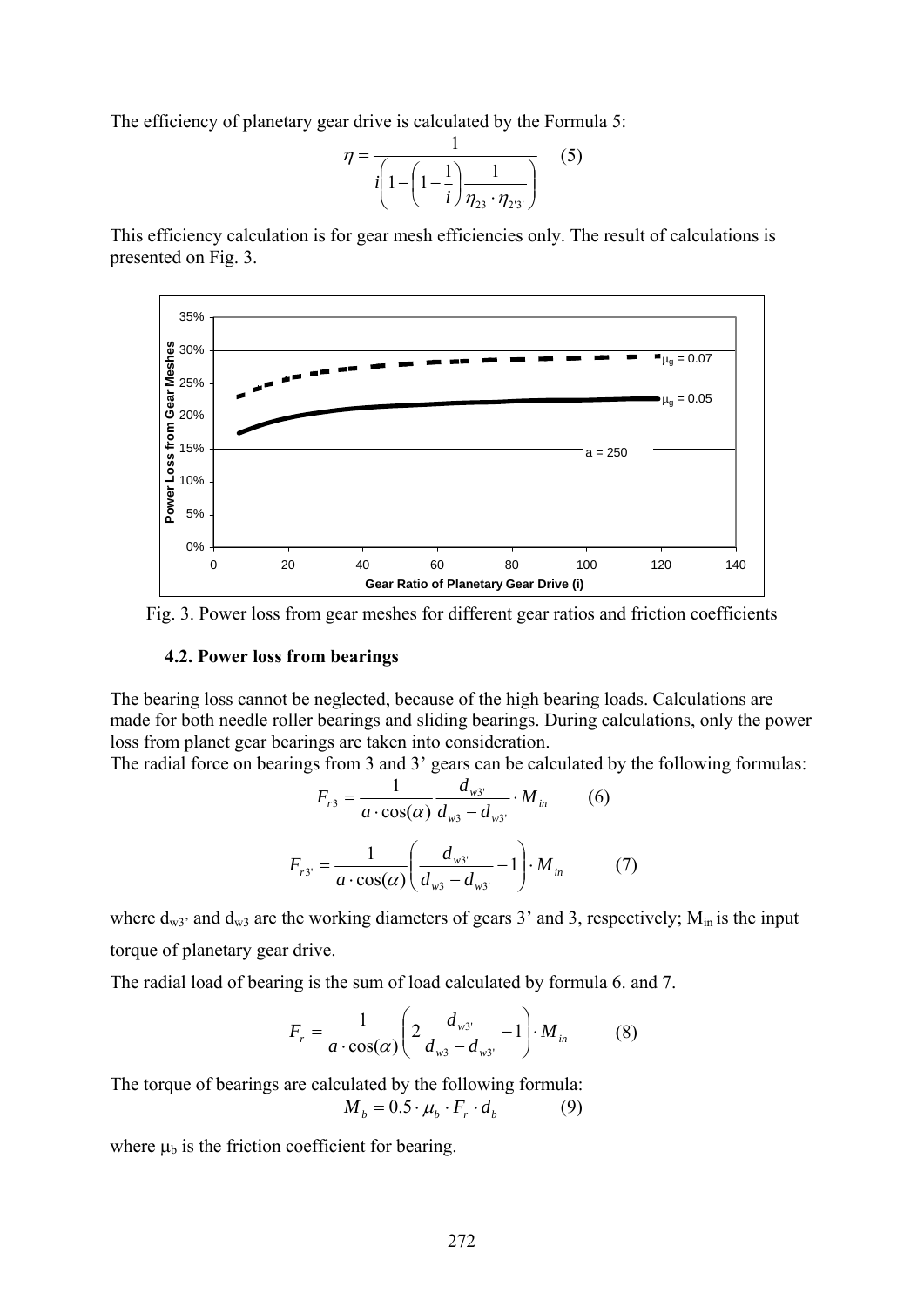The efficiency of planetary gear drive is calculated by the Formula 5:

$$\eta = \frac{1}{i\left(1-\left(1-\frac{1}{i}\right)\frac{1}{\eta_{23}\cdot\eta_{2'3'}}\right)} \qquad (5)$$

This efficiency calculation is for gear mesh efficiencies only. The result of calculations is presented on Fig. 3.

Fig. 3. Power loss from gear meshes for different gear ratios and friction coefficients

### 4.2. Power loss from bearings

The bearing loss cannot be neglected, because of the high bearing loads. Calculations are made for both needle roller bearings and sliding bearings. During calculations, only the power loss from planet gear bearings are taken into consideration.

The radial force on bearings from 3 and 3' gears can be calculated by the following formulas:

$$F_{r3} = \frac{1}{a\cdot\cos(\alpha)}\frac{d_{w3'}}{d_{w3}-d_{w3'}}\cdot M_{in} \qquad (6)$$

$$F_{r3'} = \frac{1}{a\cdot\cos(\alpha)}\left(\frac{d_{w3'}}{d_{w3}-d_{w3'}}-1\right)\cdot M_{in} \qquad (7)$$

where $d_{w3'}$ and $d_{w3}$ are the working diameters of gears 3' and 3, respectively; $M_{in}$ is the input torque of planetary gear drive.

The radial load of bearing is the sum of load calculated by formula 6. and 7.

$$F_r = \frac{1}{a\cdot\cos(\alpha)}\left(2\frac{d_{w3'}}{d_{w3}-d_{w3'}}-1\right)\cdot M_{in} \qquad (8)$$

The torque of bearings are calculated by the following formula:

$$M_b = 0.5\cdot\mu_b\cdot F_r\cdot d_b \qquad (9)$$

where $\mu_b$ is the friction coefficient for bearing.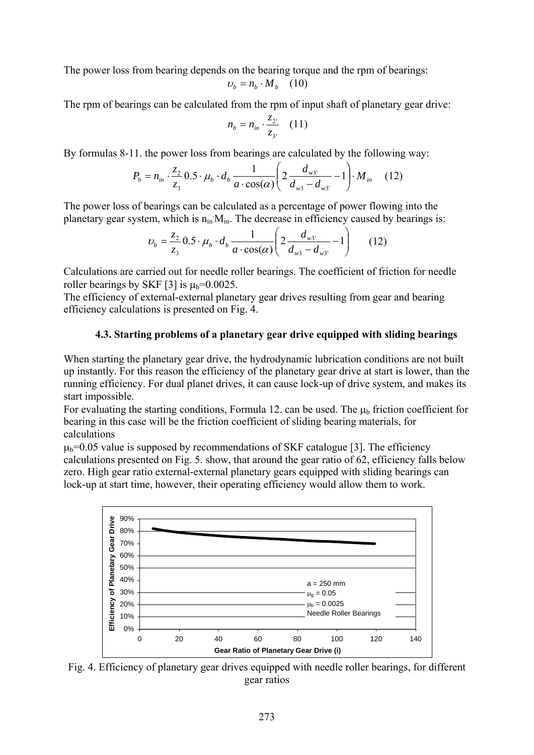The power loss from bearing depends on the bearing torque and the rpm of bearings:

$$\upsilon_b = n_b \cdot M_b \quad (10)$$

The rpm of bearings can be calculated from the rpm of input shaft of planetary gear drive:

$$n_b = n_{in} \cdot \frac{z_{2'}}{z_{3'}} \quad (11)$$

By formulas 8-11. the power loss from bearings are calculated by the following way:

$$P_b = n_{in} \cdot \frac{z_2}{z_3} 0.5 \cdot \mu_b \cdot d_b \frac{1}{a \cdot \cos(\alpha)} \left( 2 \frac{d_{w3'}}{d_{w3} - d_{w3'}} - 1 \right) \cdot M_{in} \quad (12)$$

The power loss of bearings can be calculated as a percentage of power flowing into the planetary gear system, which is $n_{in} \cdot M_{in}$. The decrease in efficiency caused by bearings is:

$$\upsilon_b = \frac{z_2}{z_3} 0.5 \cdot \mu_b \cdot d_b \frac{1}{a \cdot \cos(\alpha)} \left( 2 \frac{d_{w3'}}{d_{w3} - d_{w3'}} - 1 \right) \quad (12)$$

Calculations are carried out for needle roller bearings. The coefficient of friction for needle roller bearings by SKF [3] is $\mu_b$=0.0025.
The efficiency of external-external planetary gear drives resulting from gear and bearing efficiency calculations is presented on Fig. 4.

### 4.3. Starting problems of a planetary gear drive equipped with sliding bearings

When starting the planetary gear drive, the hydrodynamic lubrication conditions are not built up instantly. For this reason the efficiency of the planetary gear drive at start is lower, than the running efficiency. For dual planet drives, it can cause lock-up of drive system, and makes its start impossible.
For evaluating the starting conditions, Formula 12. can be used. The $\mu_b$ friction coefficient for bearing in this case will be the friction coefficient of sliding bearing materials, for calculations
$\mu_b$=0.05 value is supposed by recommendations of SKF catalogue [3]. The efficiency calculations presented on Fig. 5. show, that around the gear ratio of 62, efficiency falls below zero. High gear ratio external-external planetary gears equipped with sliding bearings can lock-up at start time, however, their operating efficiency would allow them to work.

Fig. 4. Efficiency of planetary gear drives equipped with needle roller bearings, for different gear ratios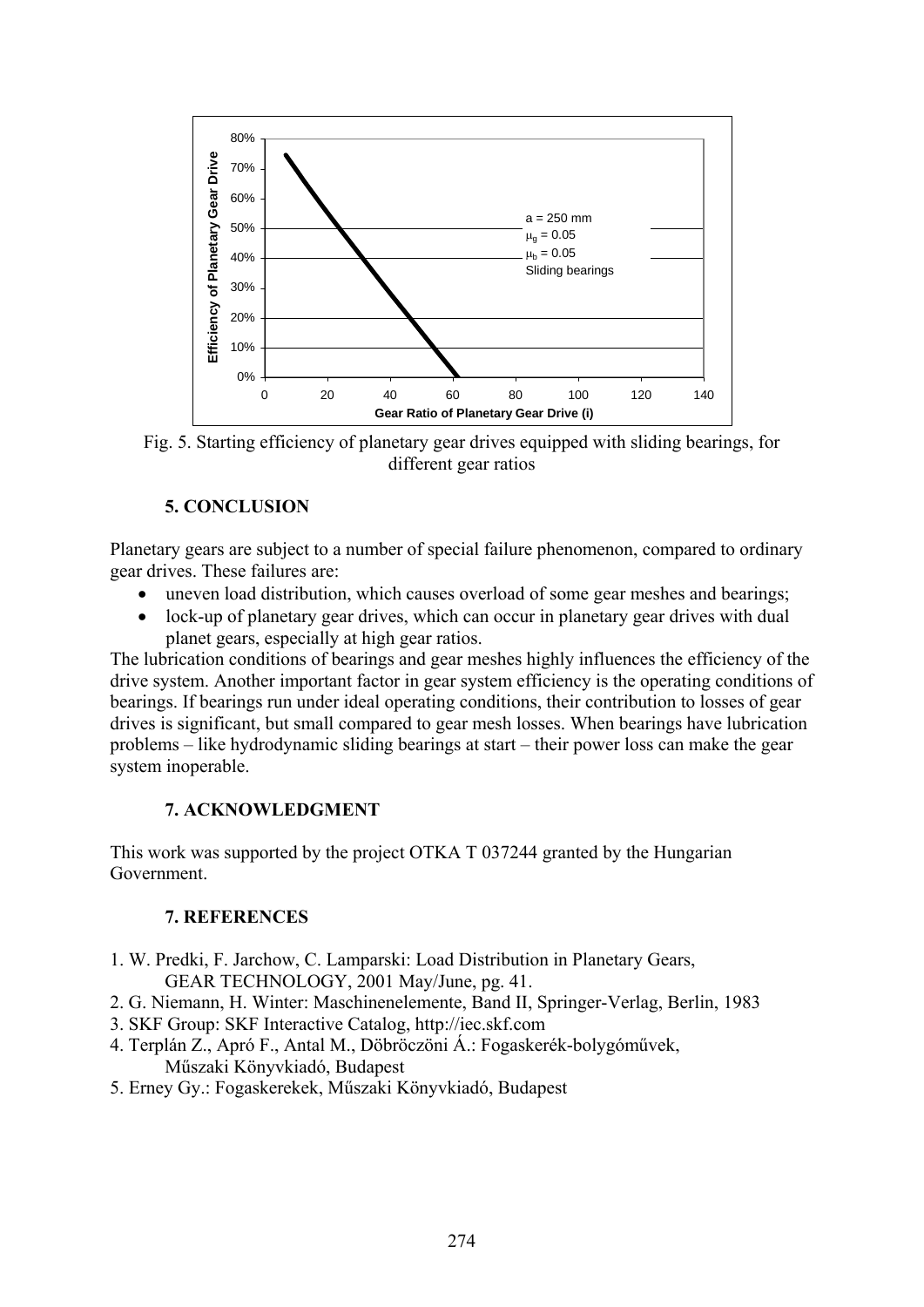80%
70%
60%
50%
40%
30%
20%
10%
0%

0 20 40 60 80 100 120 140

Efficiency of Planetary Gear Drive

Gear Ratio of Planetary Gear Drive (i)

a = 250 mm
$\mu_g$ = 0.05
$\mu_b$ = 0.05
Sliding bearings

Fig. 5. Starting efficiency of planetary gear drives equipped with sliding bearings, for different gear ratios

## 5. CONCLUSION

Planetary gears are subject to a number of special failure phenomenon, compared to ordinary gear drives. These failures are:

- uneven load distribution, which causes overload of some gear meshes and bearings;
- lock-up of planetary gear drives, which can occur in planetary gear drives with dual planet gears, especially at high gear ratios.

The lubrication conditions of bearings and gear meshes highly influences the efficiency of the drive system. Another important factor in gear system efficiency is the operating conditions of bearings. If bearings run under ideal operating conditions, their contribution to losses of gear drives is significant, but small compared to gear mesh losses. When bearings have lubrication problems – like hydrodynamic sliding bearings at start – their power loss can make the gear system inoperable.

## 7. ACKNOWLEDGMENT

This work was supported by the project OTKA T 037244 granted by the Hungarian Government.

## 7. REFERENCES

1. W. Predki, F. Jarchow, C. Lamparski: Load Distribution in Planetary Gears, GEAR TECHNOLOGY, 2001 May/June, pg. 41.
2. G. Niemann, H. Winter: Maschinenelemente, Band II, Springer-Verlag, Berlin, 1983
3. SKF Group: SKF Interactive Catalog, http://iec.skf.com
4. Terplán Z., Apró F., Antal M., Döbröczöni Á.: Fogaskerék-bolygóművek, Műszaki Könyvkiadó, Budapest
5. Erney Gy.: Fogaskerekek, Műszaki Könyvkiadó, Budapest